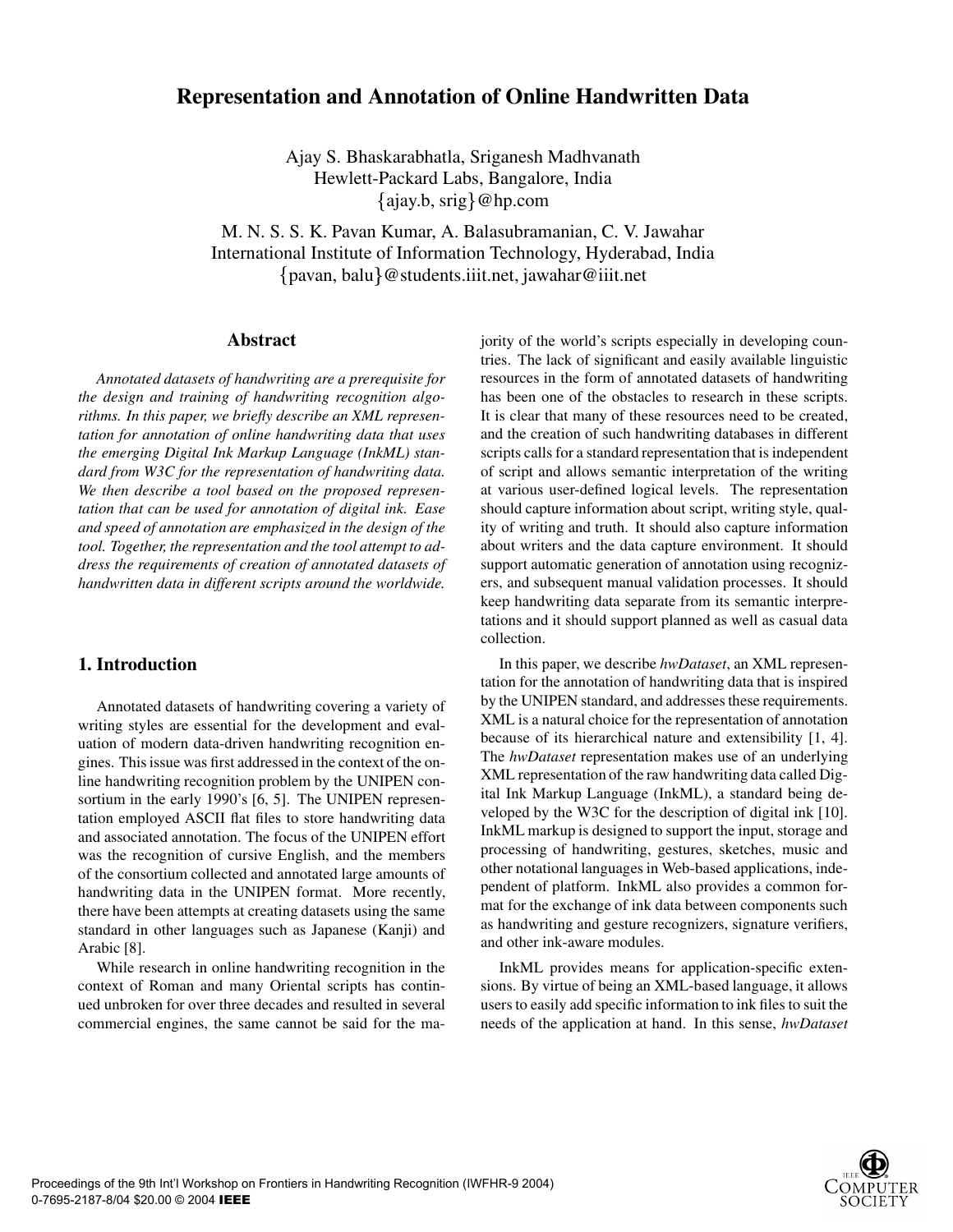# Representation and Annotation of Online Handwritten Data

Ajay S. Bhaskarabhatla, Sriganesh Madhvanath
Hewlett-Packard Labs, Bangalore, India
{ajay.b, srig}@hp.com

M. N. S. S. K. Pavan Kumar, A. Balasubramanian, C. V. Jawahar
International Institute of Information Technology, Hyderabad, India
{pavan, balu}@students.iiit.net, jawahar@iiit.net

## Abstract

*Annotated datasets of handwriting are a prerequisite for the design and training of handwriting recognition algorithms. In this paper, we briefly describe an XML representation for annotation of online handwriting data that uses the emerging Digital Ink Markup Language (InkML) standard from W3C for the representation of handwriting data. We then describe a tool based on the proposed representation that can be used for annotation of digital ink. Ease and speed of annotation are emphasized in the design of the tool. Together, the representation and the tool attempt to address the requirements of creation of annotated datasets of handwritten data in different scripts around the worldwide.*

## 1. Introduction

Annotated datasets of handwriting covering a variety of writing styles are essential for the development and evaluation of modern data-driven handwriting recognition engines. This issue was first addressed in the context of the online handwriting recognition problem by the UNIPEN consortium in the early 1990's [6, 5]. The UNIPEN representation employed ASCII flat files to store handwriting data and associated annotation. The focus of the UNIPEN effort was the recognition of cursive English, and the members of the consortium collected and annotated large amounts of handwriting data in the UNIPEN format. More recently, there have been attempts at creating datasets using the same standard in other languages such as Japanese (Kanji) and Arabic [8].

While research in online handwriting recognition in the context of Roman and many Oriental scripts has continued unbroken for over three decades and resulted in several commercial engines, the same cannot be said for the majority of the world's scripts especially in developing countries. The lack of significant and easily available linguistic resources in the form of annotated datasets of handwriting has been one of the obstacles to research in these scripts. It is clear that many of these resources need to be created, and the creation of such handwriting databases in different scripts calls for a standard representation that is independent of script and allows semantic interpretation of the writing at various user-defined logical levels. The representation should capture information about script, writing style, quality of writing and truth. It should also capture information about writers and the data capture environment. It should support automatic generation of annotation using recognizers, and subsequent manual validation processes. It should keep handwriting data separate from its semantic interpretations and it should support planned as well as casual data collection.

In this paper, we describe *hwDataset*, an XML representation for the annotation of handwriting data that is inspired by the UNIPEN standard, and addresses these requirements. XML is a natural choice for the representation of annotation because of its hierarchical nature and extensibility [1, 4]. The *hwDataset* representation makes use of an underlying XML representation of the raw handwriting data called Digital Ink Markup Language (InkML), a standard being developed by the W3C for the description of digital ink [10]. InkML markup is designed to support the input, storage and processing of handwriting, gestures, sketches, music and other notational languages in Web-based applications, independent of platform. InkML also provides a common format for the exchange of ink data between components such as handwriting and gesture recognizers, signature verifiers, and other ink-aware modules.

InkML provides means for application-specific extensions. By virtue of being an XML-based language, it allows users to easily add specific information to ink files to suit the needs of the application at hand. In this sense, *hwDataset*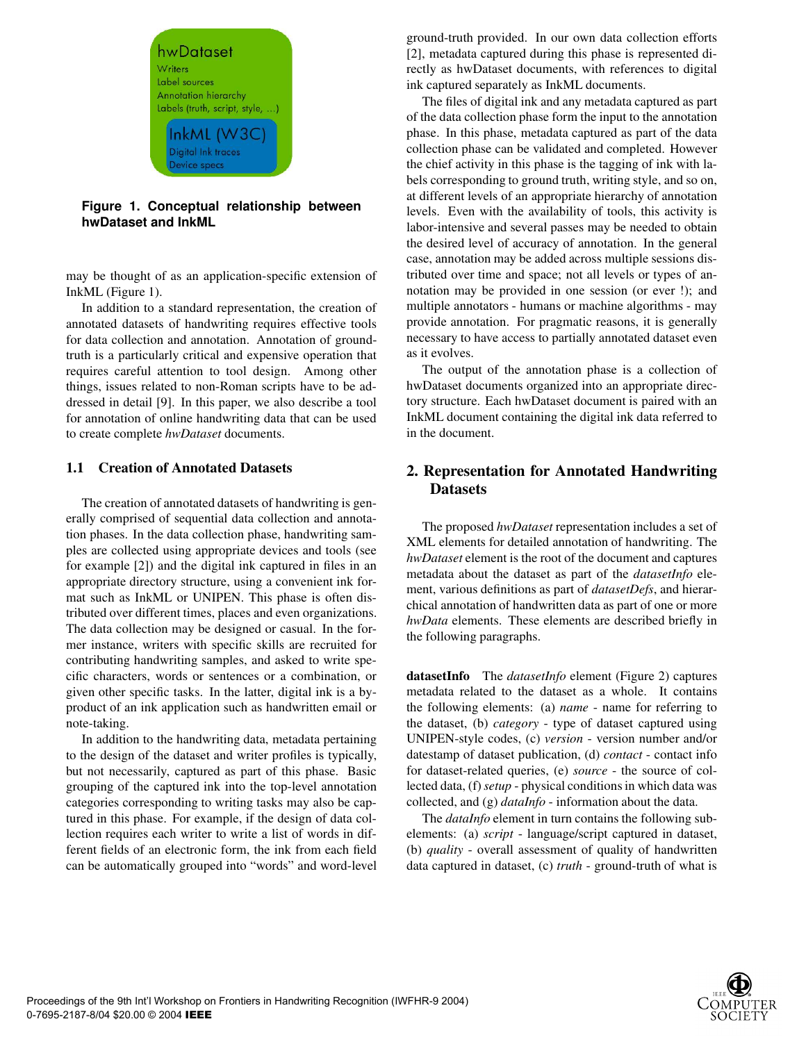hwDataset
Writers
Label sources
Annotation hierarchy
Labels (truth, script, style, ...)

InkML (W3C)
Digital Ink traces
Device specs

**Figure 1. Conceptual relationship between hwDataset and InkML**

may be thought of as an application-specific extension of InkML (Figure 1).

In addition to a standard representation, the creation of annotated datasets of handwriting requires effective tools for data collection and annotation. Annotation of ground-truth is a particularly critical and expensive operation that requires careful attention to tool design. Among other things, issues related to non-Roman scripts have to be addressed in detail [9]. In this paper, we also describe a tool for annotation of online handwriting data that can be used to create complete *hwDataset* documents.

### 1.1 Creation of Annotated Datasets

The creation of annotated datasets of handwriting is generally comprised of sequential data collection and annotation phases. In the data collection phase, handwriting samples are collected using appropriate devices and tools (see for example [2]) and the digital ink captured in files in an appropriate directory structure, using a convenient ink format such as InkML or UNIPEN. This phase is often distributed over different times, places and even organizations. The data collection may be designed or casual. In the former instance, writers with specific skills are recruited for contributing handwriting samples, and asked to write specific characters, words or sentences or a combination, or given other specific tasks. In the latter, digital ink is a by-product of an ink application such as handwritten email or note-taking.

In addition to the handwriting data, metadata pertaining to the design of the dataset and writer profiles is typically, but not necessarily, captured as part of this phase. Basic grouping of the captured ink into the top-level annotation categories corresponding to writing tasks may also be captured in this phase. For example, if the design of data collection requires each writer to write a list of words in different fields of an electronic form, the ink from each field can be automatically grouped into "words" and word-level ground-truth provided. In our own data collection efforts [2], metadata captured during this phase is represented directly as hwDataset documents, with references to digital ink captured separately as InkML documents.

The files of digital ink and any metadata captured as part of the data collection phase form the input to the annotation phase. In this phase, metadata captured as part of the data collection phase can be validated and completed. However the chief activity in this phase is the tagging of ink with labels corresponding to ground truth, writing style, and so on, at different levels of an appropriate hierarchy of annotation levels. Even with the availability of tools, this activity is labor-intensive and several passes may be needed to obtain the desired level of accuracy of annotation. In the general case, annotation may be added across multiple sessions distributed over time and space; not all levels or types of annotation may be provided in one session (or ever !); and multiple annotators - humans or machine algorithms - may provide annotation. For pragmatic reasons, it is generally necessary to have access to partially annotated dataset even as it evolves.

The output of the annotation phase is a collection of hwDataset documents organized into an appropriate directory structure. Each hwDataset document is paired with an InkML document containing the digital ink data referred to in the document.

## 2. Representation for Annotated Handwriting Datasets

The proposed *hwDataset* representation includes a set of XML elements for detailed annotation of handwriting. The *hwDataset* element is the root of the document and captures metadata about the dataset as part of the *datasetInfo* element, various definitions as part of *datasetDefs*, and hierarchical annotation of handwritten data as part of one or more *hwData* elements. These elements are described briefly in the following paragraphs.

**datasetInfo** The *datasetInfo* element (Figure 2) captures metadata related to the dataset as a whole. It contains the following elements: (a) *name* - name for referring to the dataset, (b) *category* - type of dataset captured using UNIPEN-style codes, (c) *version* - version number and/or datestamp of dataset publication, (d) *contact* - contact info for dataset-related queries, (e) *source* - the source of collected data, (f) *setup* - physical conditions in which data was collected, and (g) *dataInfo* - information about the data.

The *dataInfo* element in turn contains the following sub-elements: (a) *script* - language/script captured in dataset, (b) *quality* - overall assessment of quality of handwritten data captured in dataset, (c) *truth* - ground-truth of what is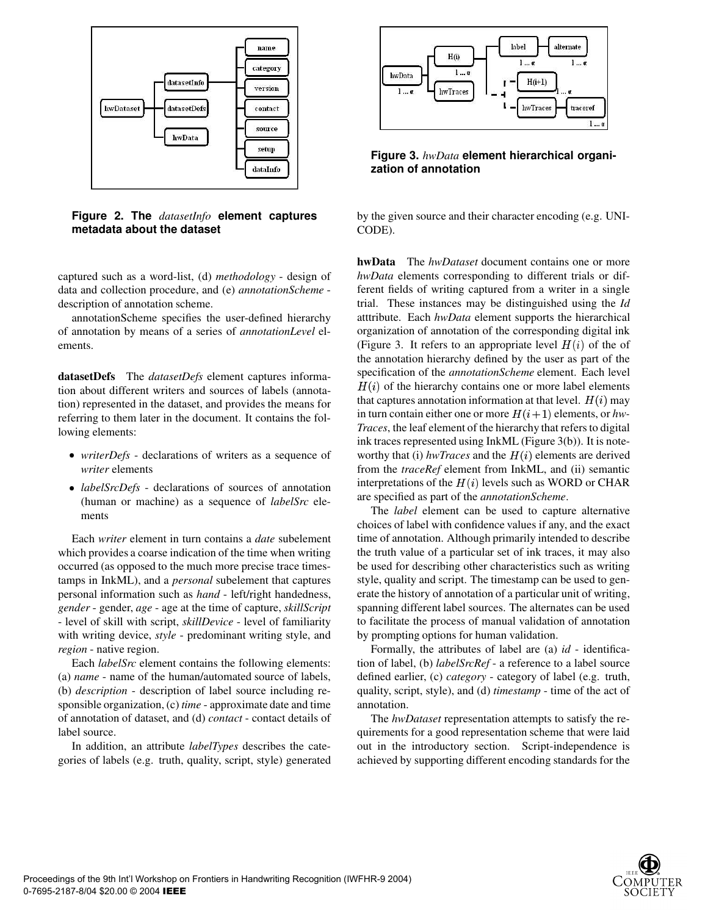**Figure 2. The *datasetInfo* element captures metadata about the dataset**

captured such as a word-list, (d) *methodology* - design of data and collection procedure, and (e) *annotationScheme* - description of annotation scheme.

annotationScheme specifies the user-defined hierarchy of annotation by means of a series of *annotationLevel* elements.

**datasetDefs** The *datasetDefs* element captures information about different writers and sources of labels (annotation) represented in the dataset, and provides the means for referring to them later in the document. It contains the following elements:

- *writerDefs* - declarations of writers as a sequence of *writer* elements
- *labelSrcDefs* - declarations of sources of annotation (human or machine) as a sequence of *labelSrc* elements

Each *writer* element in turn contains a *date* subelement which provides a coarse indication of the time when writing occurred (as opposed to the much more precise trace timestamps in InkML), and a *personal* subelement that captures personal information such as *hand* - left/right handedness, *gender* - gender, *age* - age at the time of capture, *skillScript* - level of skill with script, *skillDevice* - level of familiarity with writing device, *style* - predominant writing style, and *region* - native region.

Each *labelSrc* element contains the following elements: (a) *name* - name of the human/automated source of labels, (b) *description* - description of label source including responsible organization, (c) *time* - approximate date and time of annotation of dataset, and (d) *contact* - contact details of label source.

In addition, an attribute *labelTypes* describes the categories of labels (e.g. truth, quality, script, style) generated by the given source and their character encoding (e.g. UNICODE).

**Figure 3. *hwData* element hierarchical organization of annotation**

**hwData** The *hwDataset* document contains one or more *hwData* elements corresponding to different trials or different fields of writing captured from a writer in a single trial. These instances may be distinguished using the *Id* atttribute. Each *hwData* element supports the hierarchical organization of annotation of the corresponding digital ink (Figure 3. It refers to an appropriate level $H(i)$ of the of the annotation hierarchy defined by the user as part of the specification of the *annotationScheme* element. Each level $H(i)$ of the hierarchy contains one or more label elements that captures annotation information at that level. $H(i)$ may in turn contain either one or more $H(i+1)$ elements, or *hwTraces*, the leaf element of the hierarchy that refers to digital ink traces represented using InkML (Figure 3(b)). It is noteworthy that (i) *hwTraces* and the $H(i)$ elements are derived from the *traceRef* element from InkML, and (ii) semantic interpretations of the $H(i)$ levels such as WORD or CHAR are specified as part of the *annotationScheme*.

The *label* element can be used to capture alternative choices of label with confidence values if any, and the exact time of annotation. Although primarily intended to describe the truth value of a particular set of ink traces, it may also be used for describing other characteristics such as writing style, quality and script. The timestamp can be used to generate the history of annotation of a particular unit of writing, spanning different label sources. The alternates can be used to facilitate the process of manual validation of annotation by prompting options for human validation.

Formally, the attributes of label are (a) *id* - identification of label, (b) *labelSrcRef* - a reference to a label source defined earlier, (c) *category* - category of label (e.g. truth, quality, script, style), and (d) *timestamp* - time of the act of annotation.

The *hwDataset* representation attempts to satisfy the requirements for a good representation scheme that were laid out in the introductory section. Script-independence is achieved by supporting different encoding standards for the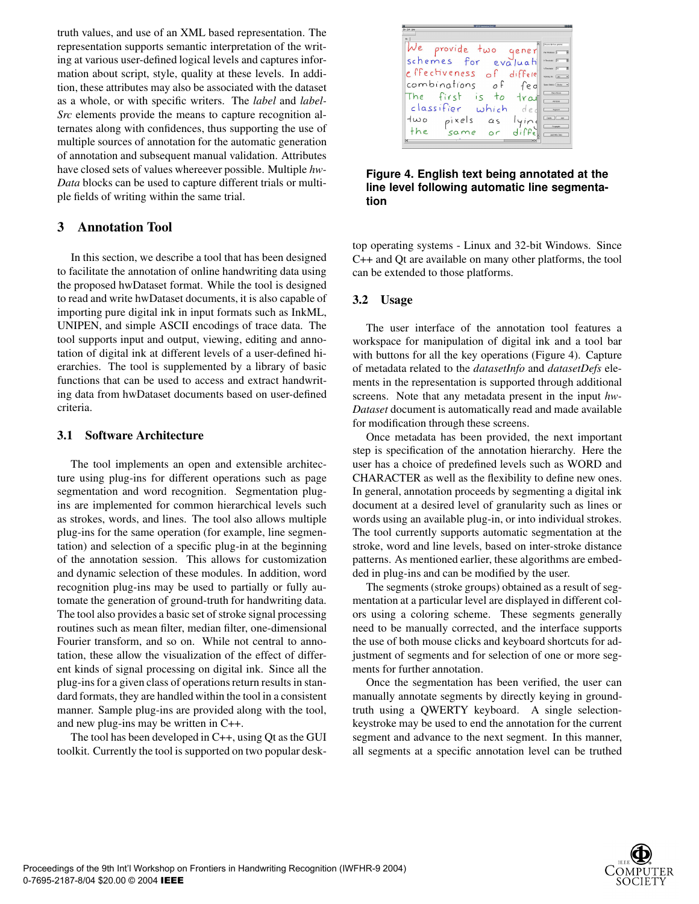truth values, and use of an XML based representation. The representation supports semantic interpretation of the writing at various user-defined logical levels and captures information about script, style, quality at these levels. In addition, these attributes may also be associated with the dataset as a whole, or with specific writers. The *label* and *labelSrc* elements provide the means to capture recognition alternates along with confidences, thus supporting the use of multiple sources of annotation for the automatic generation of annotation and subsequent manual validation. Attributes have closed sets of values whereever possible. Multiple *hwData* blocks can be used to capture different trials or multiple fields of writing within the same trial.

## 3 Annotation Tool

In this section, we describe a tool that has been designed to facilitate the annotation of online handwriting data using the proposed hwDataset format. While the tool is designed to read and write hwDataset documents, it is also capable of importing pure digital ink in input formats such as InkML, UNIPEN, and simple ASCII encodings of trace data. The tool supports input and output, viewing, editing and annotation of digital ink at different levels of a user-defined hierarchies. The tool is supplemented by a library of basic functions that can be used to access and extract handwriting data from hwDataset documents based on user-defined criteria.

### 3.1 Software Architecture

The tool implements an open and extensible architecture using plug-ins for different operations such as page segmentation and word recognition. Segmentation plug-ins are implemented for common hierarchical levels such as strokes, words, and lines. The tool also allows multiple plug-ins for the same operation (for example, line segmentation) and selection of a specific plug-in at the beginning of the annotation session. This allows for customization and dynamic selection of these modules. In addition, word recognition plug-ins may be used to partially or fully automate the generation of ground-truth for handwriting data. The tool also provides a basic set of stroke signal processing routines such as mean filter, median filter, one-dimensional Fourier transform, and so on. While not central to annotation, these allow the visualization of the effect of different kinds of signal processing on digital ink. Since all the plug-ins for a given class of operations return results in standard formats, they are handled within the tool in a consistent manner. Sample plug-ins are provided along with the tool, and new plug-ins may be written in C++.

The tool has been developed in C++, using Qt as the GUI toolkit. Currently the tool is supported on two popular desktop operating systems - Linux and 32-bit Windows. Since C++ and Qt are available on many other platforms, the tool can be extended to those platforms.

**Figure 4. English text being annotated at the line level following automatic line segmentation**

### 3.2 Usage

The user interface of the annotation tool features a workspace for manipulation of digital ink and a tool bar with buttons for all the key operations (Figure 4). Capture of metadata related to the *datasetInfo* and *datasetDefs* elements in the representation is supported through additional screens. Note that any metadata present in the input *hwDataset* document is automatically read and made available for modification through these screens.

Once metadata has been provided, the next important step is specification of the annotation hierarchy. Here the user has a choice of predefined levels such as WORD and CHARACTER as well as the flexibility to define new ones. In general, annotation proceeds by segmenting a digital ink document at a desired level of granularity such as lines or words using an available plug-in, or into individual strokes. The tool currently supports automatic segmentation at the stroke, word and line levels, based on inter-stroke distance patterns. As mentioned earlier, these algorithms are embedded in plug-ins and can be modified by the user.

The segments (stroke groups) obtained as a result of segmentation at a particular level are displayed in different colors using a coloring scheme. These segments generally need to be manually corrected, and the interface supports the use of both mouse clicks and keyboard shortcuts for adjustment of segments and for selection of one or more segments for further annotation.

Once the segmentation has been verified, the user can manually annotate segments by directly keying in ground-truth using a QWERTY keyboard. A single selection-keystroke may be used to end the annotation for the current segment and advance to the next segment. In this manner, all segments at a specific annotation level can be truthed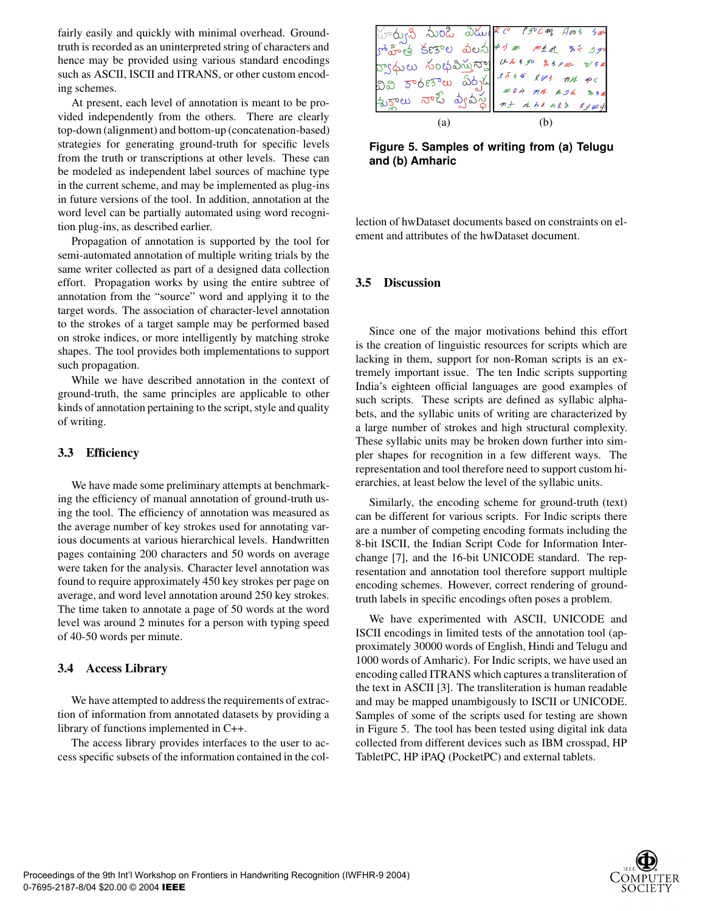fairly easily and quickly with minimal overhead. Ground-truth is recorded as an uninterpreted string of characters and hence may be provided using various standard encodings such as ASCII, ISCII and ITRANS, or other custom encoding schemes.

At present, each level of annotation is meant to be provided independently from the others. There are clearly top-down (alignment) and bottom-up (concatenation-based) strategies for generating ground-truth for specific levels from the truth or transcriptions at other levels. These can be modeled as independent label sources of machine type in the current scheme, and may be implemented as plug-ins in future versions of the tool. In addition, annotation at the word level can be partially automated using word recognition plug-ins, as described earlier.

Propagation of annotation is supported by the tool for semi-automated annotation of multiple writing trials by the same writer collected as part of a designed data collection effort. Propagation works by using the entire subtree of annotation from the "source" word and applying it to the target words. The association of character-level annotation to the strokes of a target sample may be performed based on stroke indices, or more intelligently by matching stroke shapes. The tool provides both implementations to support such propagation.

While we have described annotation in the context of ground-truth, the same principles are applicable to other kinds of annotation pertaining to the script, style and quality of writing.

### 3.3 Efficiency

We have made some preliminary attempts at benchmarking the efficiency of manual annotation of ground-truth using the tool. The efficiency of annotation was measured as the average number of key strokes used for annotating various documents at various hierarchical levels. Handwritten pages containing 200 characters and 50 words on average were taken for the analysis. Character level annotation was found to require approximately 450 key strokes per page on average, and word level annotation around 250 key strokes. The time taken to annotate a page of 50 words at the word level was around 2 minutes for a person with typing speed of 40-50 words per minute.

### 3.4 Access Library

We have attempted to address the requirements of extraction of information from annotated datasets by providing a library of functions implemented in C++.

The access library provides interfaces to the user to access specific subsets of the information contained in the collection of hwDataset documents based on constraints on element and attributes of the hwDataset document.

(a) (b)

**Figure 5. Samples of writing from (a) Telugu and (b) Amharic**

### 3.5 Discussion

Since one of the major motivations behind this effort is the creation of linguistic resources for scripts which are lacking in them, support for non-Roman scripts is an extremely important issue. The ten Indic scripts supporting India's eighteen official languages are good examples of such scripts. These scripts are defined as syllabic alphabets, and the syllabic units of writing are characterized by a large number of strokes and high structural complexity. These syllabic units may be broken down further into simpler shapes for recognition in a few different ways. The representation and tool therefore need to support custom hierarchies, at least below the level of the syllabic units.

Similarly, the encoding scheme for ground-truth (text) can be different for various scripts. For Indic scripts there are a number of competing encoding formats including the 8-bit ISCII, the Indian Script Code for Information Interchange [7], and the 16-bit UNICODE standard. The representation and annotation tool therefore support multiple encoding schemes. However, correct rendering of ground-truth labels in specific encodings often poses a problem.

We have experimented with ASCII, UNICODE and ISCII encodings in limited tests of the annotation tool (approximately 30000 words of English, Hindi and Telugu and 1000 words of Amharic). For Indic scripts, we have used an encoding called ITRANS which captures a transliteration of the text in ASCII [3]. The transliteration is human readable and may be mapped unambigously to ISCII or UNICODE. Samples of some of the scripts used for testing are shown in Figure 5. The tool has been tested using digital ink data collected from different devices such as IBM crosspad, HP TabletPC, HP iPAQ (PocketPC) and external tablets.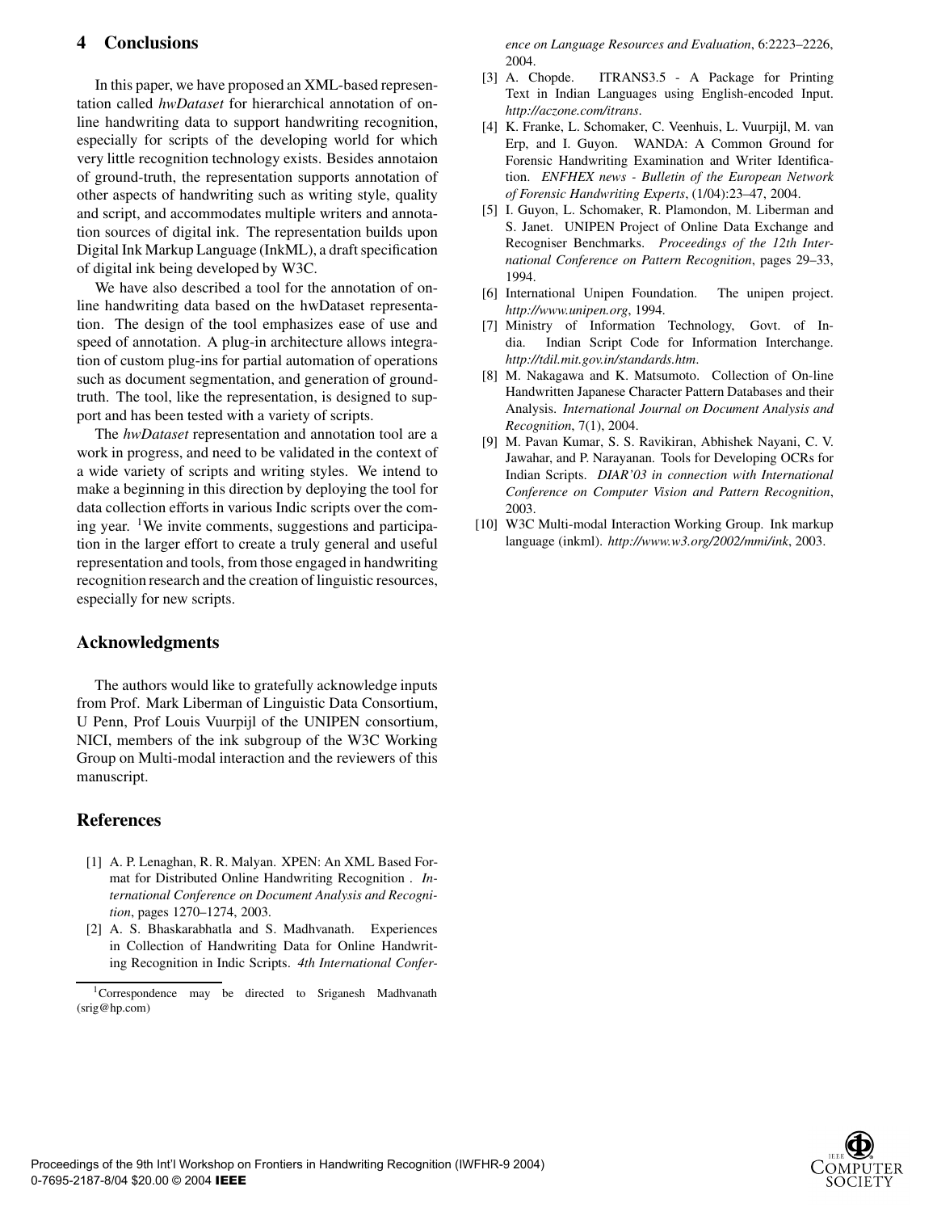## 4 Conclusions

In this paper, we have proposed an XML-based representation called *hwDataset* for hierarchical annotation of online handwriting data to support handwriting recognition, especially for scripts of the developing world for which very little recognition technology exists. Besides annotaion of ground-truth, the representation supports annotation of other aspects of handwriting such as writing style, quality and script, and accommodates multiple writers and annotation sources of digital ink. The representation builds upon Digital Ink Markup Language (InkML), a draft specification of digital ink being developed by W3C.

We have also described a tool for the annotation of online handwriting data based on the hwDataset representation. The design of the tool emphasizes ease of use and speed of annotation. A plug-in architecture allows integration of custom plug-ins for partial automation of operations such as document segmentation, and generation of groundtruth. The tool, like the representation, is designed to support and has been tested with a variety of scripts.

The *hwDataset* representation and annotation tool are a work in progress, and need to be validated in the context of a wide variety of scripts and writing styles. We intend to make a beginning in this direction by deploying the tool for data collection efforts in various Indic scripts over the coming year. [1]We invite comments, suggestions and participation in the larger effort to create a truly general and useful representation and tools, from those engaged in handwriting recognition research and the creation of linguistic resources, especially for new scripts.

## Acknowledgments

The authors would like to gratefully acknowledge inputs from Prof. Mark Liberman of Linguistic Data Consortium, U Penn, Prof Louis Vuurpijl of the UNIPEN consortium, NICI, members of the ink subgroup of the W3C Working Group on Multi-modal interaction and the reviewers of this manuscript.

## References

[1] A. P. Lenaghan, R. R. Malyan. XPEN: An XML Based Format for Distributed Online Handwriting Recognition . *International Conference on Document Analysis and Recognition*, pages 1270–1274, 2003.

[2] A. S. Bhaskarabhatla and S. Madhvanath. Experiences in Collection of Handwriting Data for Online Handwriting Recognition in Indic Scripts. *4th International Conference on Language Resources and Evaluation*, 6:2223–2226, 2004.

[3] A. Chopde. ITRANS3.5 - A Package for Printing Text in Indian Languages using English-encoded Input. *http://aczone.com/itrans*.

[4] K. Franke, L. Schomaker, C. Veenhuis, L. Vuurpijl, M. van Erp, and I. Guyon. WANDA: A Common Ground for Forensic Handwriting Examination and Writer Identification. *ENFHEX news - Bulletin of the European Network of Forensic Handwriting Experts*, (1/04):23–47, 2004.

[5] I. Guyon, L. Schomaker, R. Plamondon, M. Liberman and S. Janet. UNIPEN Project of Online Data Exchange and Recogniser Benchmarks. *Proceedings of the 12th International Conference on Pattern Recognition*, pages 29–33, 1994.

[6] International Unipen Foundation. The unipen project. *http://www.unipen.org*, 1994.

[7] Ministry of Information Technology, Govt. of India. Indian Script Code for Information Interchange. *http://tdil.mit.gov.in/standards.htm*.

[8] M. Nakagawa and K. Matsumoto. Collection of On-line Handwritten Japanese Character Pattern Databases and their Analysis. *International Journal on Document Analysis and Recognition*, 7(1), 2004.

[9] M. Pavan Kumar, S. S. Ravikiran, Abhishek Nayani, C. V. Jawahar, and P. Narayanan. Tools for Developing OCRs for Indian Scripts. *DIAR'03 in connection with International Conference on Computer Vision and Pattern Recognition*, 2003.

[10] W3C Multi-modal Interaction Working Group. Ink markup language (inkml). *http://www.w3.org/2002/mmi/ink*, 2003.

[1] Correspondence may be directed to Sriganesh Madhvanath (srig@hp.com)